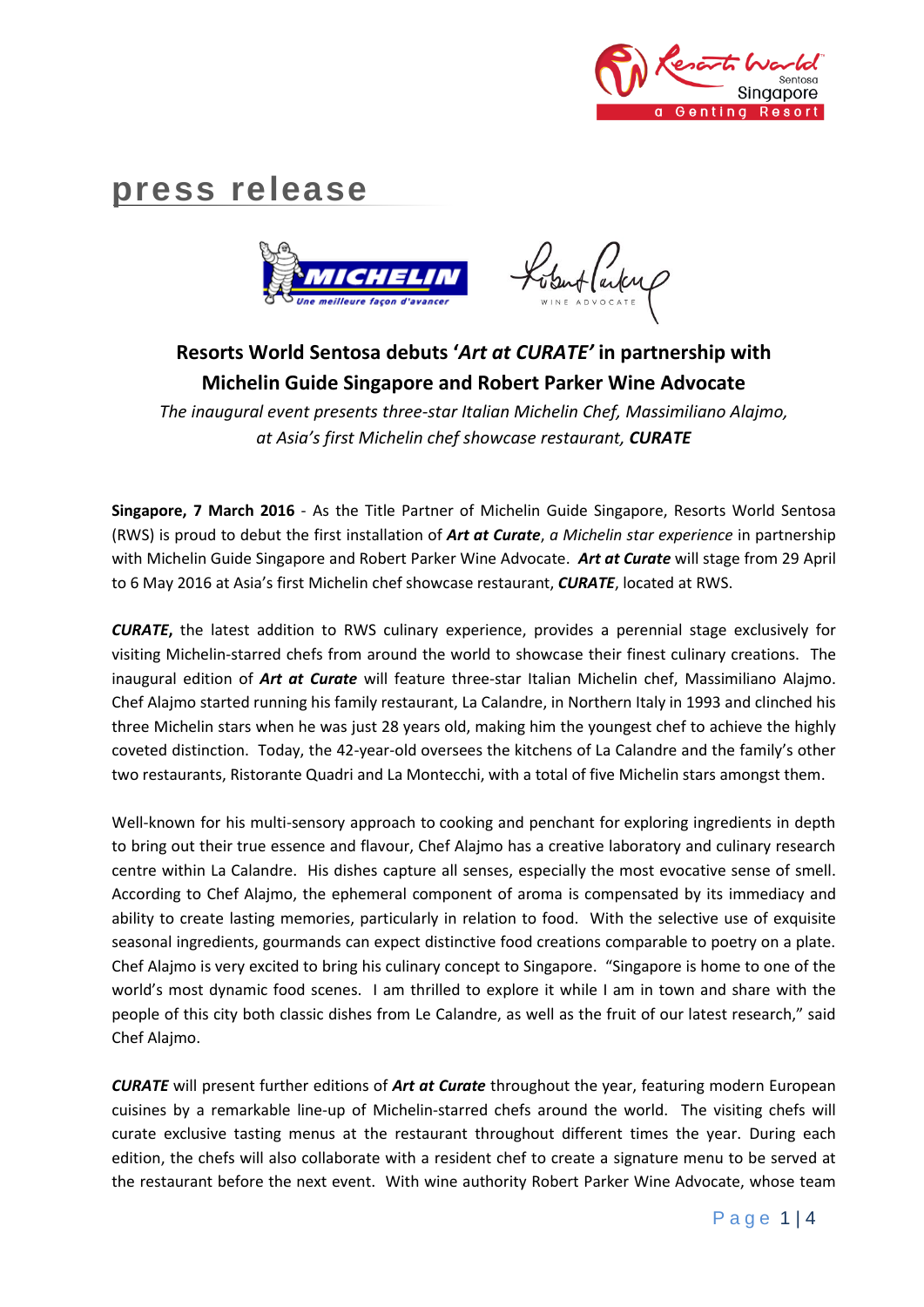# press release

## Resorts World Sentosa debuts '*Art at CURATE*' in partnership with Michelin Guide Singapore and Robert Parker Wine Advocate

*The inaugural event presents three-star Italian Michelin Chef, Massimiliano Alajmo, at Asia's first Michelin chef showcase restaurant, **CURATE***

**Singapore, 7 March 2016** - As the Title Partner of Michelin Guide Singapore, Resorts World Sentosa (RWS) is proud to debut the first installation of ***Art at Curate***, *a Michelin star experience* in partnership with Michelin Guide Singapore and Robert Parker Wine Advocate. ***Art at Curate*** will stage from 29 April to 6 May 2016 at Asia's first Michelin chef showcase restaurant, ***CURATE***, located at RWS.

***CURATE*****,** the latest addition to RWS culinary experience, provides a perennial stage exclusively for visiting Michelin-starred chefs from around the world to showcase their finest culinary creations. The inaugural edition of ***Art at Curate*** will feature three-star Italian Michelin chef, Massimiliano Alajmo. Chef Alajmo started running his family restaurant, La Calandre, in Northern Italy in 1993 and clinched his three Michelin stars when he was just 28 years old, making him the youngest chef to achieve the highly coveted distinction. Today, the 42-year-old oversees the kitchens of La Calandre and the family's other two restaurants, Ristorante Quadri and La Montecchi, with a total of five Michelin stars amongst them.

Well-known for his multi-sensory approach to cooking and penchant for exploring ingredients in depth to bring out their true essence and flavour, Chef Alajmo has a creative laboratory and culinary research centre within La Calandre. His dishes capture all senses, especially the most evocative sense of smell. According to Chef Alajmo, the ephemeral component of aroma is compensated by its immediacy and ability to create lasting memories, particularly in relation to food. With the selective use of exquisite seasonal ingredients, gourmands can expect distinctive food creations comparable to poetry on a plate. Chef Alajmo is very excited to bring his culinary concept to Singapore. "Singapore is home to one of the world's most dynamic food scenes. I am thrilled to explore it while I am in town and share with the people of this city both classic dishes from Le Calandre, as well as the fruit of our latest research," said Chef Alajmo.

***CURATE*** will present further editions of ***Art at Curate*** throughout the year, featuring modern European cuisines by a remarkable line-up of Michelin-starred chefs around the world. The visiting chefs will curate exclusive tasting menus at the restaurant throughout different times the year. During each edition, the chefs will also collaborate with a resident chef to create a signature menu to be served at the restaurant before the next event. With wine authority Robert Parker Wine Advocate, whose team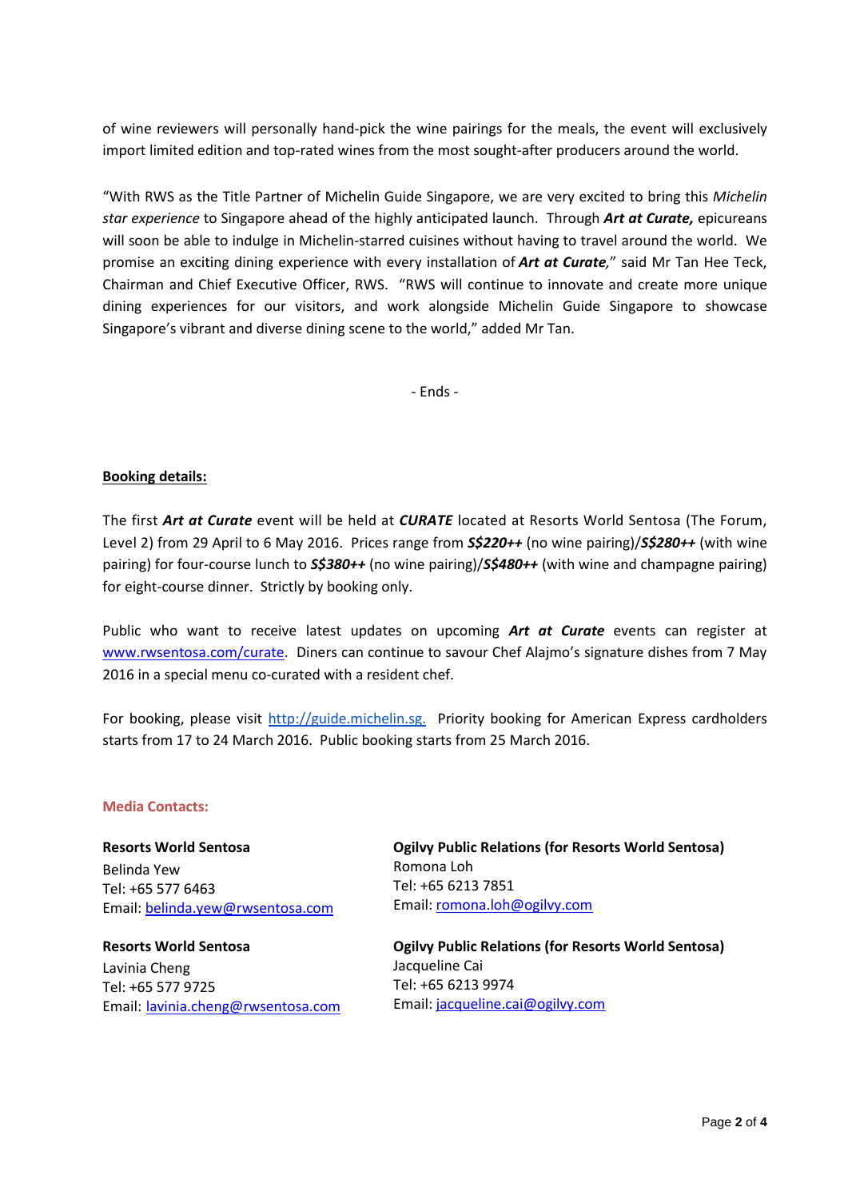of wine reviewers will personally hand-pick the wine pairings for the meals, the event will exclusively import limited edition and top-rated wines from the most sought-after producers around the world.

"With RWS as the Title Partner of Michelin Guide Singapore, we are very excited to bring this *Michelin star experience* to Singapore ahead of the highly anticipated launch. Through ***Art at Curate,*** epicureans will soon be able to indulge in Michelin-starred cuisines without having to travel around the world. We promise an exciting dining experience with every installation of ***Art at Curate***," said Mr Tan Hee Teck, Chairman and Chief Executive Officer, RWS. "RWS will continue to innovate and create more unique dining experiences for our visitors, and work alongside Michelin Guide Singapore to showcase Singapore's vibrant and diverse dining scene to the world," added Mr Tan.

- Ends -

**Booking details:**

The first ***Art at Curate*** event will be held at ***CURATE*** located at Resorts World Sentosa (The Forum, Level 2) from 29 April to 6 May 2016. Prices range from ***S$220++*** (no wine pairing)/***S$280++*** (with wine pairing) for four-course lunch to ***S$380++*** (no wine pairing)/***S$480++*** (with wine and champagne pairing) for eight-course dinner. Strictly by booking only.

Public who want to receive latest updates on upcoming ***Art at Curate*** events can register at [www.rwsentosa.com/curate](www.rwsentosa.com/curate). Diners can continue to savour Chef Alajmo's signature dishes from 7 May 2016 in a special menu co-curated with a resident chef.

For booking, please visit [http://guide.michelin.sg.](http://guide.michelin.sg) Priority booking for American Express cardholders starts from 17 to 24 March 2016. Public booking starts from 25 March 2016.

**Media Contacts:**

**Resorts World Sentosa**
Belinda Yew
Tel: +65 577 6463
Email: belinda.yew@rwsentosa.com

**Resorts World Sentosa**
Lavinia Cheng
Tel: +65 577 9725
Email: lavinia.cheng@rwsentosa.com

**Ogilvy Public Relations (for Resorts World Sentosa)**
Romona Loh
Tel: +65 6213 7851
Email: romona.loh@ogilvy.com

**Ogilvy Public Relations (for Resorts World Sentosa)**
Jacqueline Cai
Tel: +65 6213 9974
Email: jacqueline.cai@ogilvy.com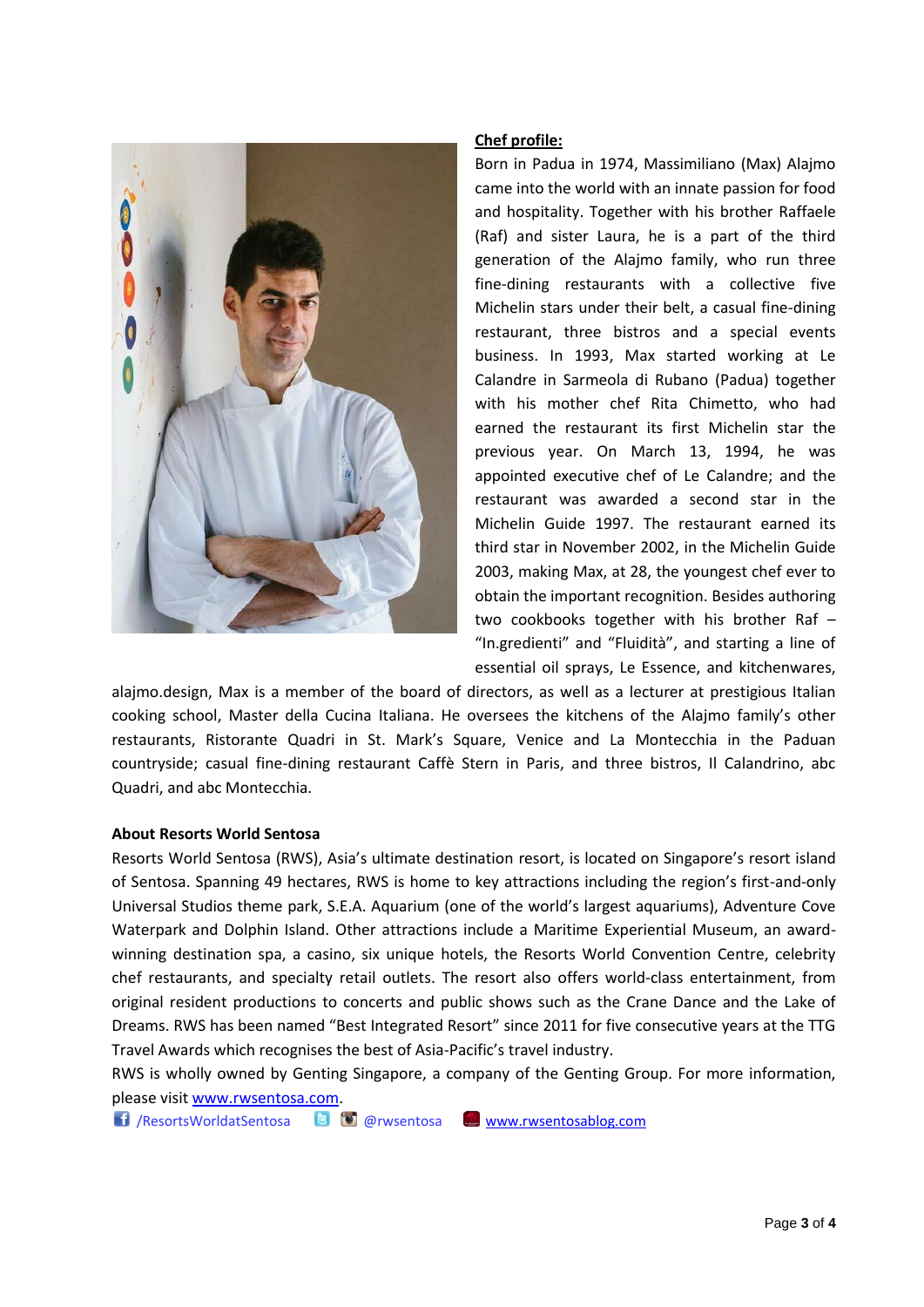**Chef profile:**

Born in Padua in 1974, Massimiliano (Max) Alajmo came into the world with an innate passion for food and hospitality. Together with his brother Raffaele (Raf) and sister Laura, he is a part of the third generation of the Alajmo family, who run three fine-dining restaurants with a collective five Michelin stars under their belt, a casual fine-dining restaurant, three bistros and a special events business. In 1993, Max started working at Le Calandre in Sarmeola di Rubano (Padua) together with his mother chef Rita Chimetto, who had earned the restaurant its first Michelin star the previous year. On March 13, 1994, he was appointed executive chef of Le Calandre; and the restaurant was awarded a second star in the Michelin Guide 1997. The restaurant earned its third star in November 2002, in the Michelin Guide 2003, making Max, at 28, the youngest chef ever to obtain the important recognition. Besides authoring two cookbooks together with his brother Raf – "In.gredienti" and "Fluidità", and starting a line of essential oil sprays, Le Essence, and kitchenwares, alajmo.design, Max is a member of the board of directors, as well as a lecturer at prestigious Italian cooking school, Master della Cucina Italiana. He oversees the kitchens of the Alajmo family's other restaurants, Ristorante Quadri in St. Mark's Square, Venice and La Montecchia in the Paduan countryside; casual fine-dining restaurant Caffè Stern in Paris, and three bistros, Il Calandrino, abc Quadri, and abc Montecchia.

**About Resorts World Sentosa**

Resorts World Sentosa (RWS), Asia's ultimate destination resort, is located on Singapore's resort island of Sentosa. Spanning 49 hectares, RWS is home to key attractions including the region's first-and-only Universal Studios theme park, S.E.A. Aquarium (one of the world's largest aquariums), Adventure Cove Waterpark and Dolphin Island. Other attractions include a Maritime Experiential Museum, an award-winning destination spa, a casino, six unique hotels, the Resorts World Convention Centre, celebrity chef restaurants, and specialty retail outlets. The resort also offers world-class entertainment, from original resident productions to concerts and public shows such as the Crane Dance and the Lake of Dreams. RWS has been named "Best Integrated Resort" since 2011 for five consecutive years at the TTG Travel Awards which recognises the best of Asia-Pacific's travel industry.

RWS is wholly owned by Genting Singapore, a company of the Genting Group. For more information, please visit www.rwsentosa.com.

/ResortsWorldatSentosa   @rwsentosa   www.rwsentosablog.com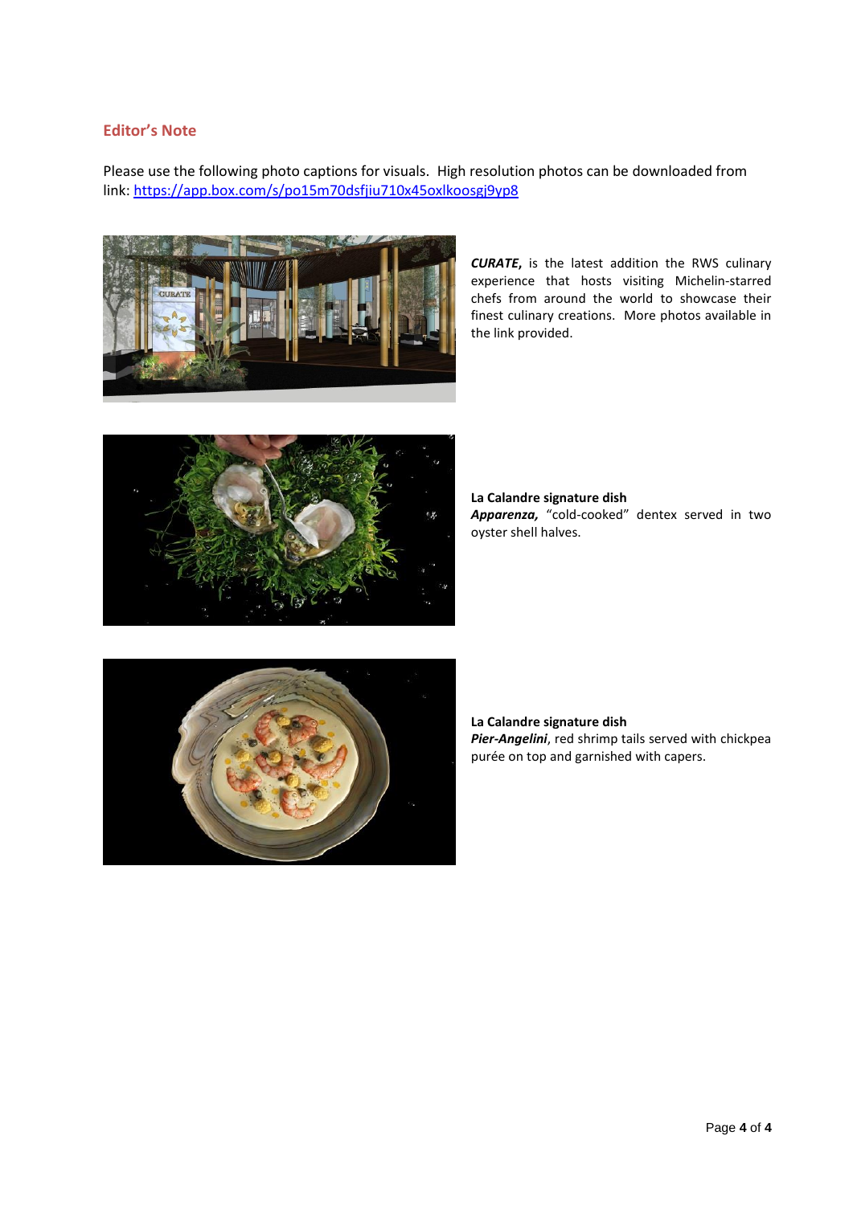## Editor's Note

Please use the following photo captions for visuals. High resolution photos can be downloaded from link: [https://app.box.com/s/po15m70dsfjiu710x45oxlkoosgj9yp8](https://app.box.com/s/po15m70dsfjiu710x45oxlkoosgj9yp8)

***CURATE,*** is the latest addition the RWS culinary experience that hosts visiting Michelin-starred chefs from around the world to showcase their finest culinary creations. More photos available in the link provided.

**La Calandre signature dish**
***Apparenza,*** "cold-cooked" dentex served in two oyster shell halves.

**La Calandre signature dish**
***Pier-Angelini***, red shrimp tails served with chickpea purée on top and garnished with capers.